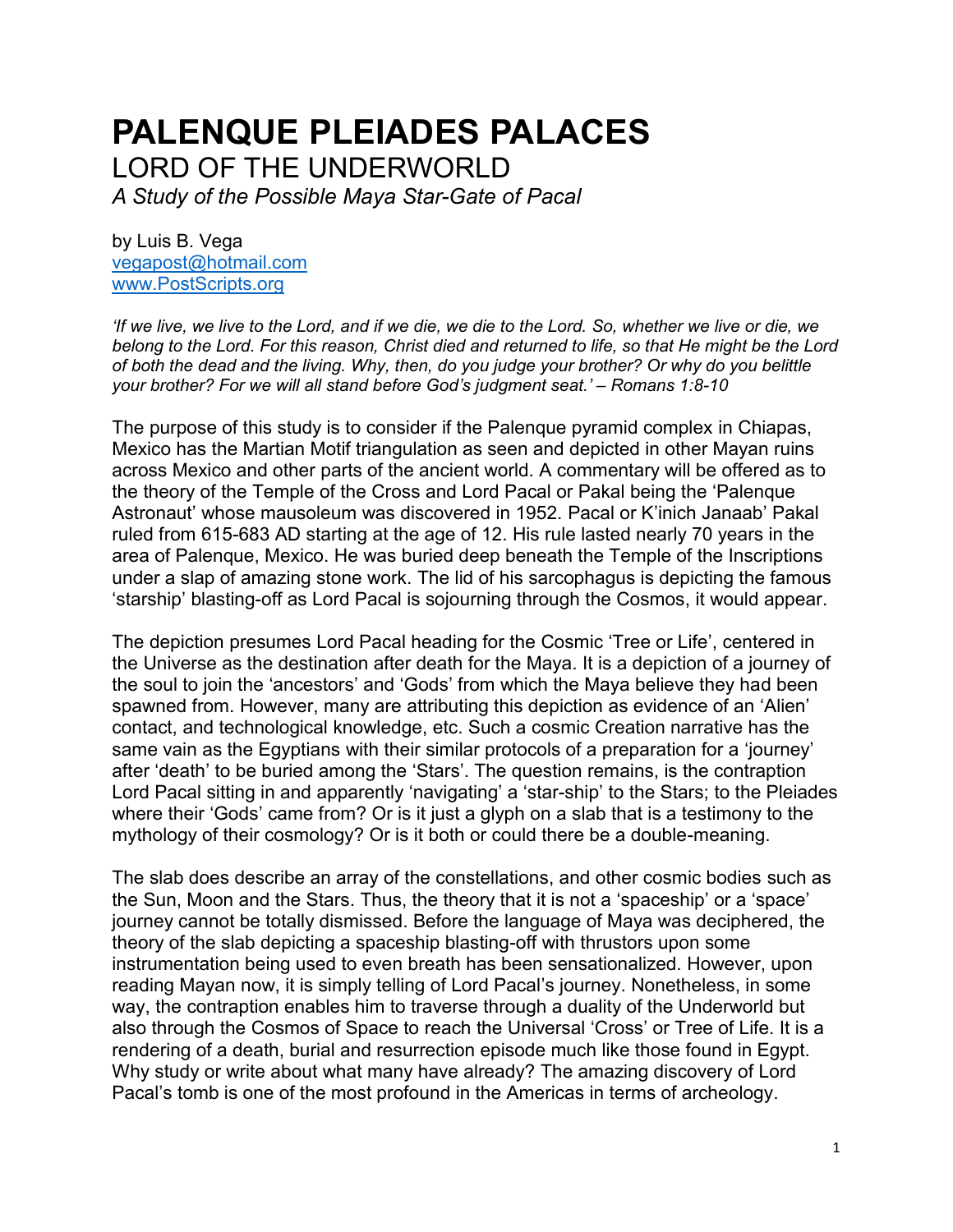# PALENQUE PLEIADES PALACES

## LORD OF THE UNDERWORLD

*A Study of the Possible Maya Star-Gate of Pacal*

by Luis B. Vega
vegapost@hotmail.com
www.PostScripts.org

*'If we live, we live to the Lord, and if we die, we die to the Lord. So, whether we live or die, we belong to the Lord. For this reason, Christ died and returned to life, so that He might be the Lord of both the dead and the living. Why, then, do you judge your brother? Or why do you belittle your brother? For we will all stand before God's judgment seat.' – Romans 1:8-10*

The purpose of this study is to consider if the Palenque pyramid complex in Chiapas, Mexico has the Martian Motif triangulation as seen and depicted in other Mayan ruins across Mexico and other parts of the ancient world. A commentary will be offered as to the theory of the Temple of the Cross and Lord Pacal or Pakal being the 'Palenque Astronaut' whose mausoleum was discovered in 1952. Pacal or K'inich Janaab' Pakal ruled from 615-683 AD starting at the age of 12. His rule lasted nearly 70 years in the area of Palenque, Mexico. He was buried deep beneath the Temple of the Inscriptions under a slap of amazing stone work. The lid of his sarcophagus is depicting the famous 'starship' blasting-off as Lord Pacal is sojourning through the Cosmos, it would appear.

The depiction presumes Lord Pacal heading for the Cosmic 'Tree or Life', centered in the Universe as the destination after death for the Maya. It is a depiction of a journey of the soul to join the 'ancestors' and 'Gods' from which the Maya believe they had been spawned from. However, many are attributing this depiction as evidence of an 'Alien' contact, and technological knowledge, etc. Such a cosmic Creation narrative has the same vain as the Egyptians with their similar protocols of a preparation for a 'journey' after 'death' to be buried among the 'Stars'. The question remains, is the contraption Lord Pacal sitting in and apparently 'navigating' a 'star-ship' to the Stars; to the Pleiades where their 'Gods' came from? Or is it just a glyph on a slab that is a testimony to the mythology of their cosmology? Or is it both or could there be a double-meaning.

The slab does describe an array of the constellations, and other cosmic bodies such as the Sun, Moon and the Stars. Thus, the theory that it is not a 'spaceship' or a 'space' journey cannot be totally dismissed. Before the language of Maya was deciphered, the theory of the slab depicting a spaceship blasting-off with thrustors upon some instrumentation being used to even breath has been sensationalized. However, upon reading Mayan now, it is simply telling of Lord Pacal's journey. Nonetheless, in some way, the contraption enables him to traverse through a duality of the Underworld but also through the Cosmos of Space to reach the Universal 'Cross' or Tree of Life. It is a rendering of a death, burial and resurrection episode much like those found in Egypt. Why study or write about what many have already? The amazing discovery of Lord Pacal's tomb is one of the most profound in the Americas in terms of archeology.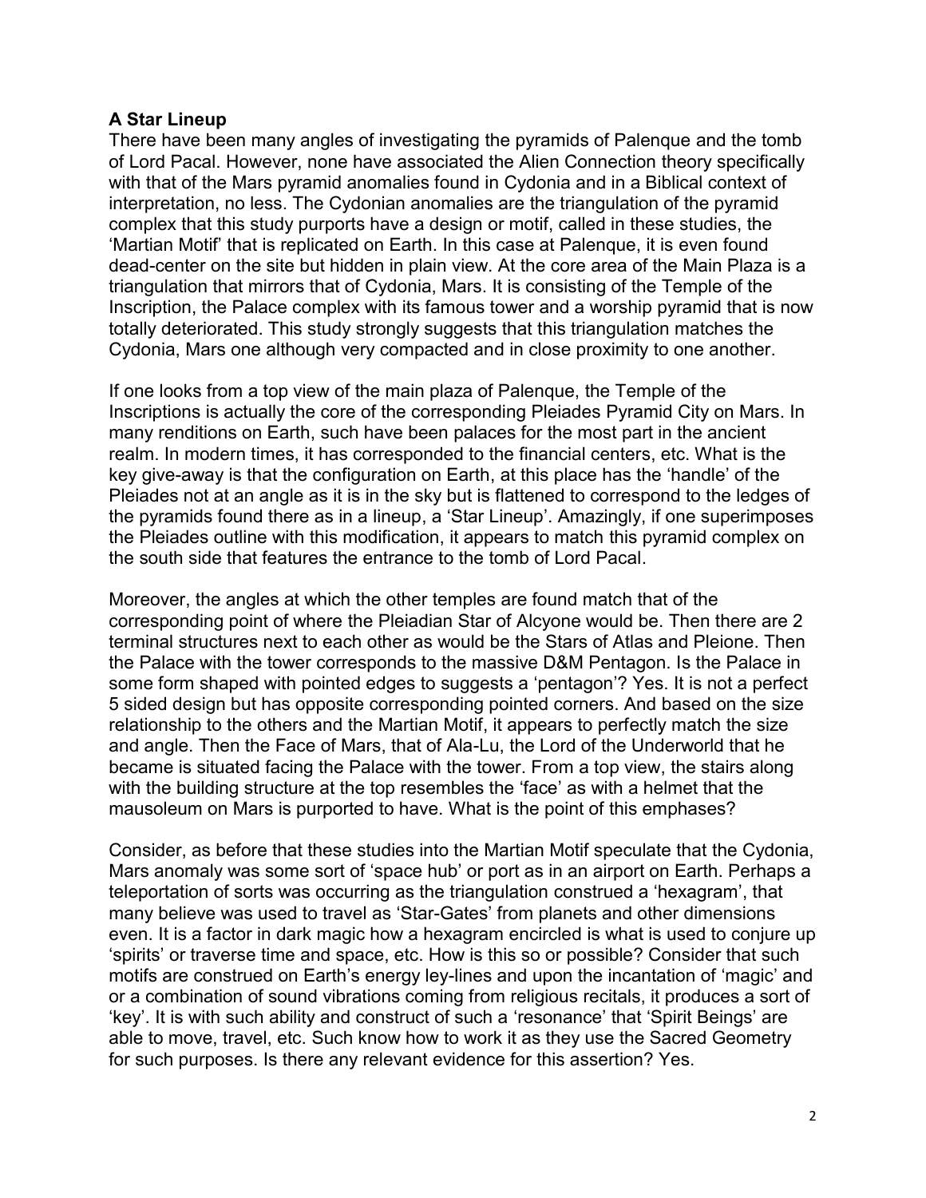**A Star Lineup**

There have been many angles of investigating the pyramids of Palenque and the tomb of Lord Pacal. However, none have associated the Alien Connection theory specifically with that of the Mars pyramid anomalies found in Cydonia and in a Biblical context of interpretation, no less. The Cydonian anomalies are the triangulation of the pyramid complex that this study purports have a design or motif, called in these studies, the 'Martian Motif' that is replicated on Earth. In this case at Palenque, it is even found dead-center on the site but hidden in plain view. At the core area of the Main Plaza is a triangulation that mirrors that of Cydonia, Mars. It is consisting of the Temple of the Inscription, the Palace complex with its famous tower and a worship pyramid that is now totally deteriorated. This study strongly suggests that this triangulation matches the Cydonia, Mars one although very compacted and in close proximity to one another.

If one looks from a top view of the main plaza of Palenque, the Temple of the Inscriptions is actually the core of the corresponding Pleiades Pyramid City on Mars. In many renditions on Earth, such have been palaces for the most part in the ancient realm. In modern times, it has corresponded to the financial centers, etc. What is the key give-away is that the configuration on Earth, at this place has the 'handle' of the Pleiades not at an angle as it is in the sky but is flattened to correspond to the ledges of the pyramids found there as in a lineup, a 'Star Lineup'. Amazingly, if one superimposes the Pleiades outline with this modification, it appears to match this pyramid complex on the south side that features the entrance to the tomb of Lord Pacal.

Moreover, the angles at which the other temples are found match that of the corresponding point of where the Pleiadian Star of Alcyone would be. Then there are 2 terminal structures next to each other as would be the Stars of Atlas and Pleione. Then the Palace with the tower corresponds to the massive D&M Pentagon. Is the Palace in some form shaped with pointed edges to suggests a 'pentagon'? Yes. It is not a perfect 5 sided design but has opposite corresponding pointed corners. And based on the size relationship to the others and the Martian Motif, it appears to perfectly match the size and angle. Then the Face of Mars, that of Ala-Lu, the Lord of the Underworld that he became is situated facing the Palace with the tower. From a top view, the stairs along with the building structure at the top resembles the 'face' as with a helmet that the mausoleum on Mars is purported to have. What is the point of this emphases?

Consider, as before that these studies into the Martian Motif speculate that the Cydonia, Mars anomaly was some sort of 'space hub' or port as in an airport on Earth. Perhaps a teleportation of sorts was occurring as the triangulation construed a 'hexagram', that many believe was used to travel as 'Star-Gates' from planets and other dimensions even. It is a factor in dark magic how a hexagram encircled is what is used to conjure up 'spirits' or traverse time and space, etc. How is this so or possible? Consider that such motifs are construed on Earth's energy ley-lines and upon the incantation of 'magic' and or a combination of sound vibrations coming from religious recitals, it produces a sort of 'key'. It is with such ability and construct of such a 'resonance' that 'Spirit Beings' are able to move, travel, etc. Such know how to work it as they use the Sacred Geometry for such purposes. Is there any relevant evidence for this assertion? Yes.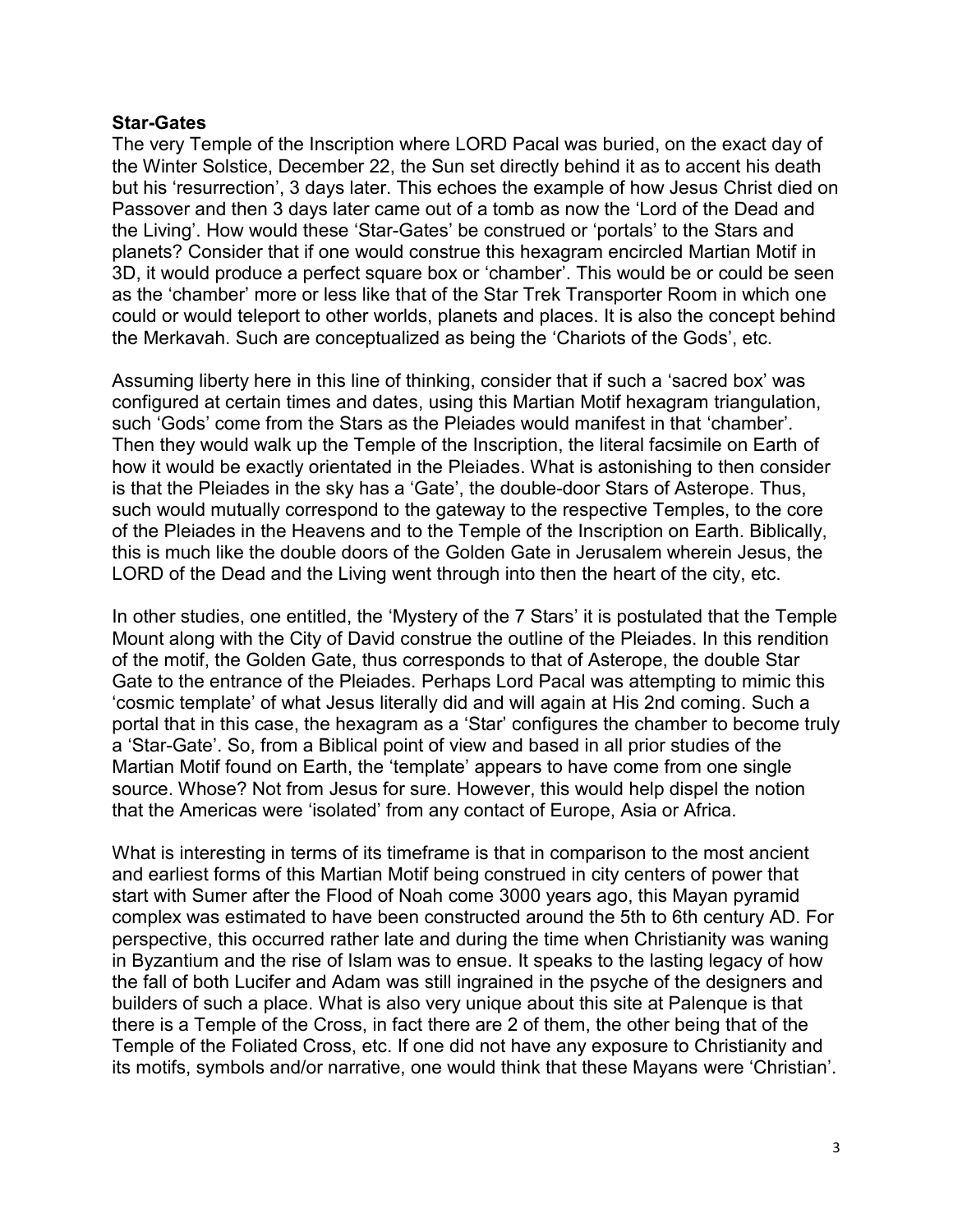**Star-Gates**

The very Temple of the Inscription where LORD Pacal was buried, on the exact day of the Winter Solstice, December 22, the Sun set directly behind it as to accent his death but his 'resurrection', 3 days later. This echoes the example of how Jesus Christ died on Passover and then 3 days later came out of a tomb as now the 'Lord of the Dead and the Living'. How would these 'Star-Gates' be construed or 'portals' to the Stars and planets? Consider that if one would construe this hexagram encircled Martian Motif in 3D, it would produce a perfect square box or 'chamber'. This would be or could be seen as the 'chamber' more or less like that of the Star Trek Transporter Room in which one could or would teleport to other worlds, planets and places. It is also the concept behind the Merkavah. Such are conceptualized as being the 'Chariots of the Gods', etc.

Assuming liberty here in this line of thinking, consider that if such a 'sacred box' was configured at certain times and dates, using this Martian Motif hexagram triangulation, such 'Gods' come from the Stars as the Pleiades would manifest in that 'chamber'. Then they would walk up the Temple of the Inscription, the literal facsimile on Earth of how it would be exactly orientated in the Pleiades. What is astonishing to then consider is that the Pleiades in the sky has a 'Gate', the double-door Stars of Asterope. Thus, such would mutually correspond to the gateway to the respective Temples, to the core of the Pleiades in the Heavens and to the Temple of the Inscription on Earth. Biblically, this is much like the double doors of the Golden Gate in Jerusalem wherein Jesus, the LORD of the Dead and the Living went through into then the heart of the city, etc.

In other studies, one entitled, the 'Mystery of the 7 Stars' it is postulated that the Temple Mount along with the City of David construe the outline of the Pleiades. In this rendition of the motif, the Golden Gate, thus corresponds to that of Asterope, the double Star Gate to the entrance of the Pleiades. Perhaps Lord Pacal was attempting to mimic this 'cosmic template' of what Jesus literally did and will again at His 2nd coming. Such a portal that in this case, the hexagram as a 'Star' configures the chamber to become truly a 'Star-Gate'. So, from a Biblical point of view and based in all prior studies of the Martian Motif found on Earth, the 'template' appears to have come from one single source. Whose? Not from Jesus for sure. However, this would help dispel the notion that the Americas were 'isolated' from any contact of Europe, Asia or Africa.

What is interesting in terms of its timeframe is that in comparison to the most ancient and earliest forms of this Martian Motif being construed in city centers of power that start with Sumer after the Flood of Noah come 3000 years ago, this Mayan pyramid complex was estimated to have been constructed around the 5th to 6th century AD. For perspective, this occurred rather late and during the time when Christianity was waning in Byzantium and the rise of Islam was to ensue. It speaks to the lasting legacy of how the fall of both Lucifer and Adam was still ingrained in the psyche of the designers and builders of such a place. What is also very unique about this site at Palenque is that there is a Temple of the Cross, in fact there are 2 of them, the other being that of the Temple of the Foliated Cross, etc. If one did not have any exposure to Christianity and its motifs, symbols and/or narrative, one would think that these Mayans were 'Christian'.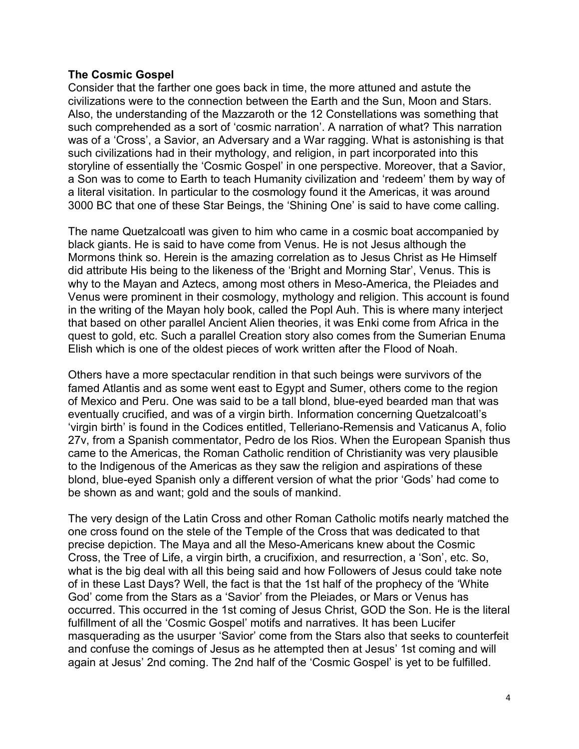**The Cosmic Gospel**

Consider that the farther one goes back in time, the more attuned and astute the civilizations were to the connection between the Earth and the Sun, Moon and Stars. Also, the understanding of the Mazzaroth or the 12 Constellations was something that such comprehended as a sort of 'cosmic narration'. A narration of what? This narration was of a 'Cross', a Savior, an Adversary and a War ragging. What is astonishing is that such civilizations had in their mythology, and religion, in part incorporated into this storyline of essentially the 'Cosmic Gospel' in one perspective. Moreover, that a Savior, a Son was to come to Earth to teach Humanity civilization and 'redeem' them by way of a literal visitation. In particular to the cosmology found it the Americas, it was around 3000 BC that one of these Star Beings, the 'Shining One' is said to have come calling.

The name Quetzalcoatl was given to him who came in a cosmic boat accompanied by black giants. He is said to have come from Venus. He is not Jesus although the Mormons think so. Herein is the amazing correlation as to Jesus Christ as He Himself did attribute His being to the likeness of the 'Bright and Morning Star', Venus. This is why to the Mayan and Aztecs, among most others in Meso-America, the Pleiades and Venus were prominent in their cosmology, mythology and religion. This account is found in the writing of the Mayan holy book, called the Popl Auh. This is where many interject that based on other parallel Ancient Alien theories, it was Enki come from Africa in the quest to gold, etc. Such a parallel Creation story also comes from the Sumerian Enuma Elish which is one of the oldest pieces of work written after the Flood of Noah.

Others have a more spectacular rendition in that such beings were survivors of the famed Atlantis and as some went east to Egypt and Sumer, others come to the region of Mexico and Peru. One was said to be a tall blond, blue-eyed bearded man that was eventually crucified, and was of a virgin birth. Information concerning Quetzalcoatl's 'virgin birth' is found in the Codices entitled, Telleriano-Remensis and Vaticanus A, folio 27v, from a Spanish commentator, Pedro de los Rios. When the European Spanish thus came to the Americas, the Roman Catholic rendition of Christianity was very plausible to the Indigenous of the Americas as they saw the religion and aspirations of these blond, blue-eyed Spanish only a different version of what the prior 'Gods' had come to be shown as and want; gold and the souls of mankind.

The very design of the Latin Cross and other Roman Catholic motifs nearly matched the one cross found on the stele of the Temple of the Cross that was dedicated to that precise depiction. The Maya and all the Meso-Americans knew about the Cosmic Cross, the Tree of Life, a virgin birth, a crucifixion, and resurrection, a 'Son', etc. So, what is the big deal with all this being said and how Followers of Jesus could take note of in these Last Days? Well, the fact is that the 1st half of the prophecy of the 'White God' come from the Stars as a 'Savior' from the Pleiades, or Mars or Venus has occurred. This occurred in the 1st coming of Jesus Christ, GOD the Son. He is the literal fulfillment of all the 'Cosmic Gospel' motifs and narratives. It has been Lucifer masquerading as the usurper 'Savior' come from the Stars also that seeks to counterfeit and confuse the comings of Jesus as he attempted then at Jesus' 1st coming and will again at Jesus' 2nd coming. The 2nd half of the 'Cosmic Gospel' is yet to be fulfilled.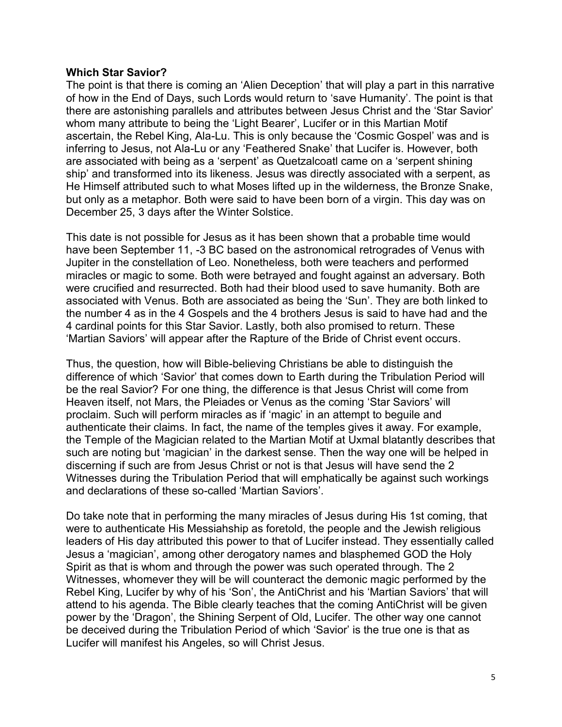**Which Star Savior?**

The point is that there is coming an 'Alien Deception' that will play a part in this narrative of how in the End of Days, such Lords would return to 'save Humanity'. The point is that there are astonishing parallels and attributes between Jesus Christ and the 'Star Savior' whom many attribute to being the 'Light Bearer', Lucifer or in this Martian Motif ascertain, the Rebel King, Ala-Lu. This is only because the 'Cosmic Gospel' was and is inferring to Jesus, not Ala-Lu or any 'Feathered Snake' that Lucifer is. However, both are associated with being as a 'serpent' as Quetzalcoatl came on a 'serpent shining ship' and transformed into its likeness. Jesus was directly associated with a serpent, as He Himself attributed such to what Moses lifted up in the wilderness, the Bronze Snake, but only as a metaphor. Both were said to have been born of a virgin. This day was on December 25, 3 days after the Winter Solstice.

This date is not possible for Jesus as it has been shown that a probable time would have been September 11, -3 BC based on the astronomical retrogrades of Venus with Jupiter in the constellation of Leo. Nonetheless, both were teachers and performed miracles or magic to some. Both were betrayed and fought against an adversary. Both were crucified and resurrected. Both had their blood used to save humanity. Both are associated with Venus. Both are associated as being the 'Sun'. They are both linked to the number 4 as in the 4 Gospels and the 4 brothers Jesus is said to have had and the 4 cardinal points for this Star Savior. Lastly, both also promised to return. These 'Martian Saviors' will appear after the Rapture of the Bride of Christ event occurs.

Thus, the question, how will Bible-believing Christians be able to distinguish the difference of which 'Savior' that comes down to Earth during the Tribulation Period will be the real Savior? For one thing, the difference is that Jesus Christ will come from Heaven itself, not Mars, the Pleiades or Venus as the coming 'Star Saviors' will proclaim. Such will perform miracles as if 'magic' in an attempt to beguile and authenticate their claims. In fact, the name of the temples gives it away. For example, the Temple of the Magician related to the Martian Motif at Uxmal blatantly describes that such are noting but 'magician' in the darkest sense. Then the way one will be helped in discerning if such are from Jesus Christ or not is that Jesus will have send the 2 Witnesses during the Tribulation Period that will emphatically be against such workings and declarations of these so-called 'Martian Saviors'.

Do take note that in performing the many miracles of Jesus during His 1st coming, that were to authenticate His Messiahship as foretold, the people and the Jewish religious leaders of His day attributed this power to that of Lucifer instead. They essentially called Jesus a 'magician', among other derogatory names and blasphemed GOD the Holy Spirit as that is whom and through the power was such operated through. The 2 Witnesses, whomever they will be will counteract the demonic magic performed by the Rebel King, Lucifer by why of his 'Son', the AntiChrist and his 'Martian Saviors' that will attend to his agenda. The Bible clearly teaches that the coming AntiChrist will be given power by the 'Dragon', the Shining Serpent of Old, Lucifer. The other way one cannot be deceived during the Tribulation Period of which 'Savior' is the true one is that as Lucifer will manifest his Angeles, so will Christ Jesus.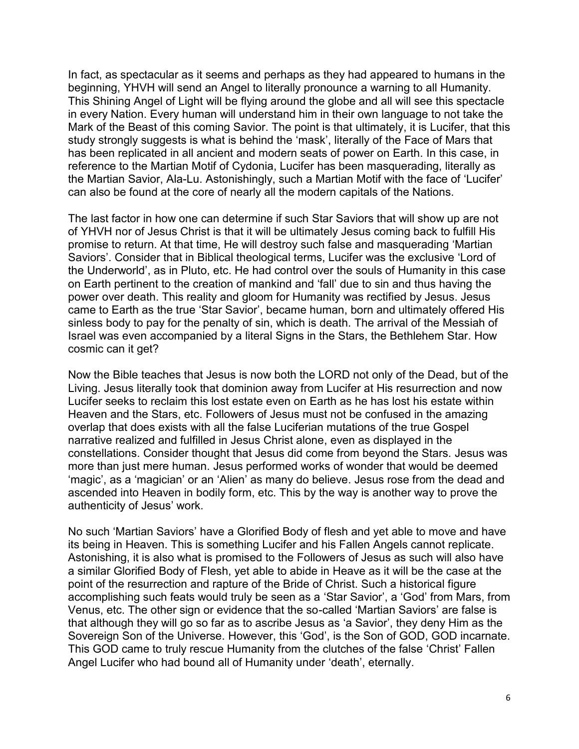In fact, as spectacular as it seems and perhaps as they had appeared to humans in the beginning, YHVH will send an Angel to literally pronounce a warning to all Humanity. This Shining Angel of Light will be flying around the globe and all will see this spectacle in every Nation. Every human will understand him in their own language to not take the Mark of the Beast of this coming Savior. The point is that ultimately, it is Lucifer, that this study strongly suggests is what is behind the 'mask', literally of the Face of Mars that has been replicated in all ancient and modern seats of power on Earth. In this case, in reference to the Martian Motif of Cydonia, Lucifer has been masquerading, literally as the Martian Savior, Ala-Lu. Astonishingly, such a Martian Motif with the face of 'Lucifer' can also be found at the core of nearly all the modern capitals of the Nations.

The last factor in how one can determine if such Star Saviors that will show up are not of YHVH nor of Jesus Christ is that it will be ultimately Jesus coming back to fulfill His promise to return. At that time, He will destroy such false and masquerading 'Martian Saviors'. Consider that in Biblical theological terms, Lucifer was the exclusive 'Lord of the Underworld', as in Pluto, etc. He had control over the souls of Humanity in this case on Earth pertinent to the creation of mankind and 'fall' due to sin and thus having the power over death. This reality and gloom for Humanity was rectified by Jesus. Jesus came to Earth as the true 'Star Savior', became human, born and ultimately offered His sinless body to pay for the penalty of sin, which is death. The arrival of the Messiah of Israel was even accompanied by a literal Signs in the Stars, the Bethlehem Star. How cosmic can it get?

Now the Bible teaches that Jesus is now both the LORD not only of the Dead, but of the Living. Jesus literally took that dominion away from Lucifer at His resurrection and now Lucifer seeks to reclaim this lost estate even on Earth as he has lost his estate within Heaven and the Stars, etc. Followers of Jesus must not be confused in the amazing overlap that does exists with all the false Luciferian mutations of the true Gospel narrative realized and fulfilled in Jesus Christ alone, even as displayed in the constellations. Consider thought that Jesus did come from beyond the Stars. Jesus was more than just mere human. Jesus performed works of wonder that would be deemed 'magic', as a 'magician' or an 'Alien' as many do believe. Jesus rose from the dead and ascended into Heaven in bodily form, etc. This by the way is another way to prove the authenticity of Jesus' work.

No such 'Martian Saviors' have a Glorified Body of flesh and yet able to move and have its being in Heaven. This is something Lucifer and his Fallen Angels cannot replicate. Astonishing, it is also what is promised to the Followers of Jesus as such will also have a similar Glorified Body of Flesh, yet able to abide in Heave as it will be the case at the point of the resurrection and rapture of the Bride of Christ. Such a historical figure accomplishing such feats would truly be seen as a 'Star Savior', a 'God' from Mars, from Venus, etc. The other sign or evidence that the so-called 'Martian Saviors' are false is that although they will go so far as to ascribe Jesus as 'a Savior', they deny Him as the Sovereign Son of the Universe. However, this 'God', is the Son of GOD, GOD incarnate. This GOD came to truly rescue Humanity from the clutches of the false 'Christ' Fallen Angel Lucifer who had bound all of Humanity under 'death', eternally.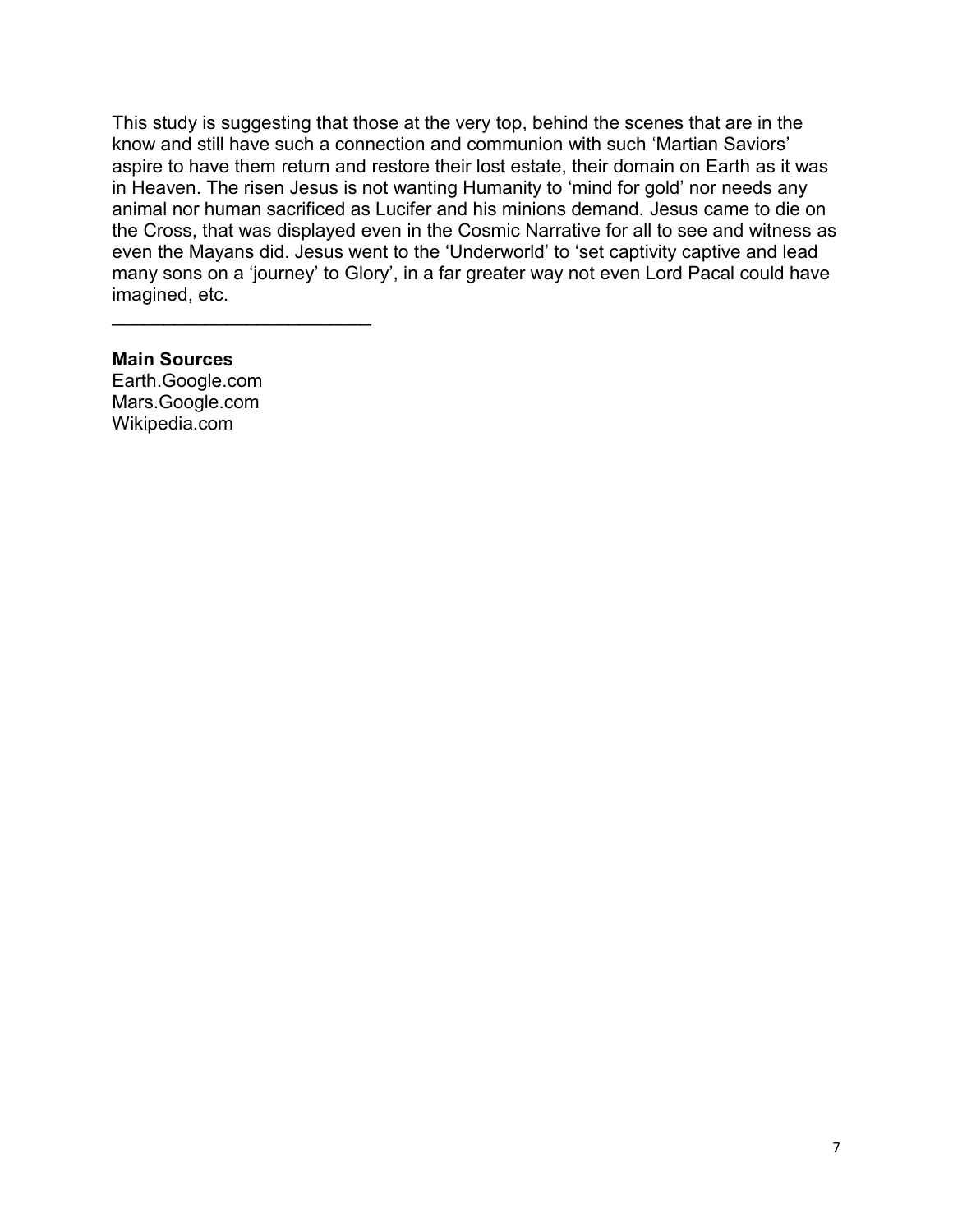This study is suggesting that those at the very top, behind the scenes that are in the know and still have such a connection and communion with such 'Martian Saviors' aspire to have them return and restore their lost estate, their domain on Earth as it was in Heaven. The risen Jesus is not wanting Humanity to 'mind for gold' nor needs any animal nor human sacrificed as Lucifer and his minions demand. Jesus came to die on the Cross, that was displayed even in the Cosmic Narrative for all to see and witness as even the Mayans did. Jesus went to the 'Underworld' to 'set captivity captive and lead many sons on a 'journey' to Glory', in a far greater way not even Lord Pacal could have imagined, etc.

_________________________

**Main Sources**
Earth.Google.com
Mars.Google.com
Wikipedia.com